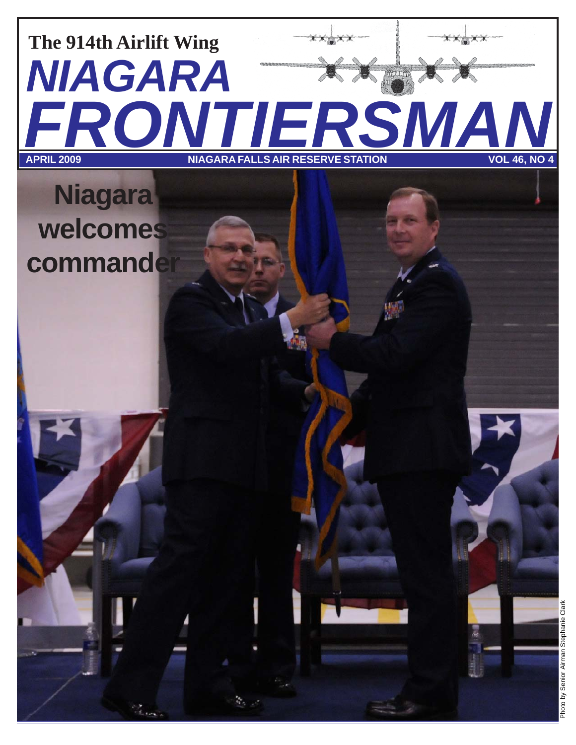# The 914th Airlift Wing NIAGARA FRONTIERSMAN

APRIL 2009 | NIAGARA FALLS AIR RESERVE STATION | VOL 46, NO 4

## Niagara welcomes commander

Photo by Senior Airman Stephanie Clark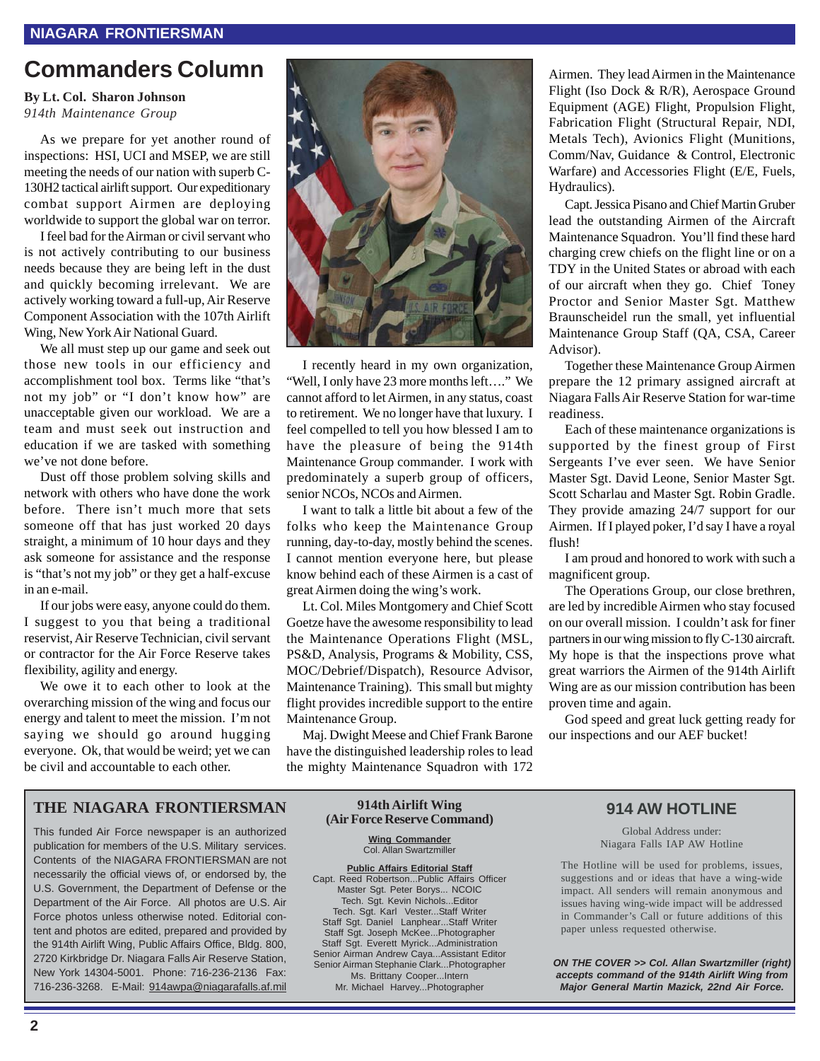# Commanders Column

**By Lt. Col. Sharon Johnson**
*914th Maintenance Group*

As we prepare for yet another round of inspections: HSI, UCI and MSEP, we are still meeting the needs of our nation with superb C-130H2 tactical airlift support. Our expeditionary combat support Airmen are deploying worldwide to support the global war on terror.

I feel bad for the Airman or civil servant who is not actively contributing to our business needs because they are being left in the dust and quickly becoming irrelevant. We are actively working toward a full-up, Air Reserve Component Association with the 107th Airlift Wing, New York Air National Guard.

We all must step up our game and seek out those new tools in our efficiency and accomplishment tool box. Terms like "that's not my job" or "I don't know how" are unacceptable given our workload. We are a team and must seek out instruction and education if we are tasked with something we've not done before.

Dust off those problem solving skills and network with others who have done the work before. There isn't much more that sets someone off that has just worked 20 days straight, a minimum of 10 hour days and they ask someone for assistance and the response is "that's not my job" or they get a half-excuse in an e-mail.

If our jobs were easy, anyone could do them. I suggest to you that being a traditional reservist, Air Reserve Technician, civil servant or contractor for the Air Force Reserve takes flexibility, agility and energy.

We owe it to each other to look at the overarching mission of the wing and focus our energy and talent to meet the mission. I'm not saying we should go around hugging everyone. Ok, that would be weird; yet we can be civil and accountable to each other.

I recently heard in my own organization, "Well, I only have 23 more months left…." We cannot afford to let Airmen, in any status, coast to retirement. We no longer have that luxury. I feel compelled to tell you how blessed I am to have the pleasure of being the 914th Maintenance Group commander. I work with predominately a superb group of officers, senior NCOs, NCOs and Airmen.

I want to talk a little bit about a few of the folks who keep the Maintenance Group running, day-to-day, mostly behind the scenes. I cannot mention everyone here, but please know behind each of these Airmen is a cast of great Airmen doing the wing's work.

Lt. Col. Miles Montgomery and Chief Scott Goetze have the awesome responsibility to lead the Maintenance Operations Flight (MSL, PS&D, Analysis, Programs & Mobility, CSS, MOC/Debrief/Dispatch), Resource Advisor, Maintenance Training). This small but mighty flight provides incredible support to the entire Maintenance Group.

Maj. Dwight Meese and Chief Frank Barone have the distinguished leadership roles to lead the mighty Maintenance Squadron with 172 Airmen. They lead Airmen in the Maintenance Flight (Iso Dock & R/R), Aerospace Ground Equipment (AGE) Flight, Propulsion Flight, Fabrication Flight (Structural Repair, NDI, Metals Tech), Avionics Flight (Munitions, Comm/Nav, Guidance & Control, Electronic Warfare) and Accessories Flight (E/E, Fuels, Hydraulics).

Capt. Jessica Pisano and Chief Martin Gruber lead the outstanding Airmen of the Aircraft Maintenance Squadron. You'll find these hard charging crew chiefs on the flight line or on a TDY in the United States or abroad with each of our aircraft when they go. Chief Toney Proctor and Senior Master Sgt. Matthew Braunscheidel run the small, yet influential Maintenance Group Staff (QA, CSA, Career Advisor).

Together these Maintenance Group Airmen prepare the 12 primary assigned aircraft at Niagara Falls Air Reserve Station for war-time readiness.

Each of these maintenance organizations is supported by the finest group of First Sergeants I've ever seen. We have Senior Master Sgt. David Leone, Senior Master Sgt. Scott Scharlau and Master Sgt. Robin Gradle. They provide amazing 24/7 support for our Airmen. If I played poker, I'd say I have a royal flush!

I am proud and honored to work with such a magnificent group.

The Operations Group, our close brethren, are led by incredible Airmen who stay focused on our overall mission. I couldn't ask for finer partners in our wing mission to fly C-130 aircraft. My hope is that the inspections prove what great warriors the Airmen of the 914th Airlift Wing are as our mission contribution has been proven time and again.

God speed and great luck getting ready for our inspections and our AEF bucket!

---

## THE NIAGARA FRONTIERSMAN

This funded Air Force newspaper is an authorized publication for members of the U.S. Military services. Contents of the NIAGARA FRONTIERSMAN are not necessarily the official views of, or endorsed by, the U.S. Government, the Department of Defense or the Department of the Air Force. All photos are U.S. Air Force photos unless otherwise noted. Editorial content and photos are edited, prepared and provided by the 914th Airlift Wing, Public Affairs Office, Bldg. 800, 2720 Kirkbridge Dr. Niagara Falls Air Reserve Station, New York 14304-5001. Phone: 716-236-2136 Fax: 716-236-3268. E-Mail: 914awpa@niagarafalls.af.mil

## 914th Airlift Wing (Air Force Reserve Command)

**Wing Commander**
Col. Allan Swartzmiller

**Public Affairs Editorial Staff**
Capt. Reed Robertson...Public Affairs Officer
Master Sgt. Peter Borys... NCOIC
Tech. Sgt. Kevin Nichols...Editor
Tech. Sgt. Karl Vester...Staff Writer
Staff Sgt. Daniel Lanphear...Staff Writer
Staff Sgt. Joseph McKee...Photographer
Staff Sgt. Everett Myrick...Administration
Senior Airman Andrew Caya...Assistant Editor
Senior Airman Stephanie Clark...Photographer
Ms. Brittany Cooper...Intern
Mr. Michael Harvey...Photographer

## 914 AW HOTLINE

Global Address under:
Niagara Falls IAP AW Hotline

The Hotline will be used for problems, issues, suggestions and or ideas that have a wing-wide impact. All senders will remain anonymous and issues having wing-wide impact will be addressed in Commander's Call or future additions of this paper unless requested otherwise.

***ON THE COVER >> Col. Allan Swartzmiller (right) accepts command of the 914th Airlift Wing from Major General Martin Mazick, 22nd Air Force.***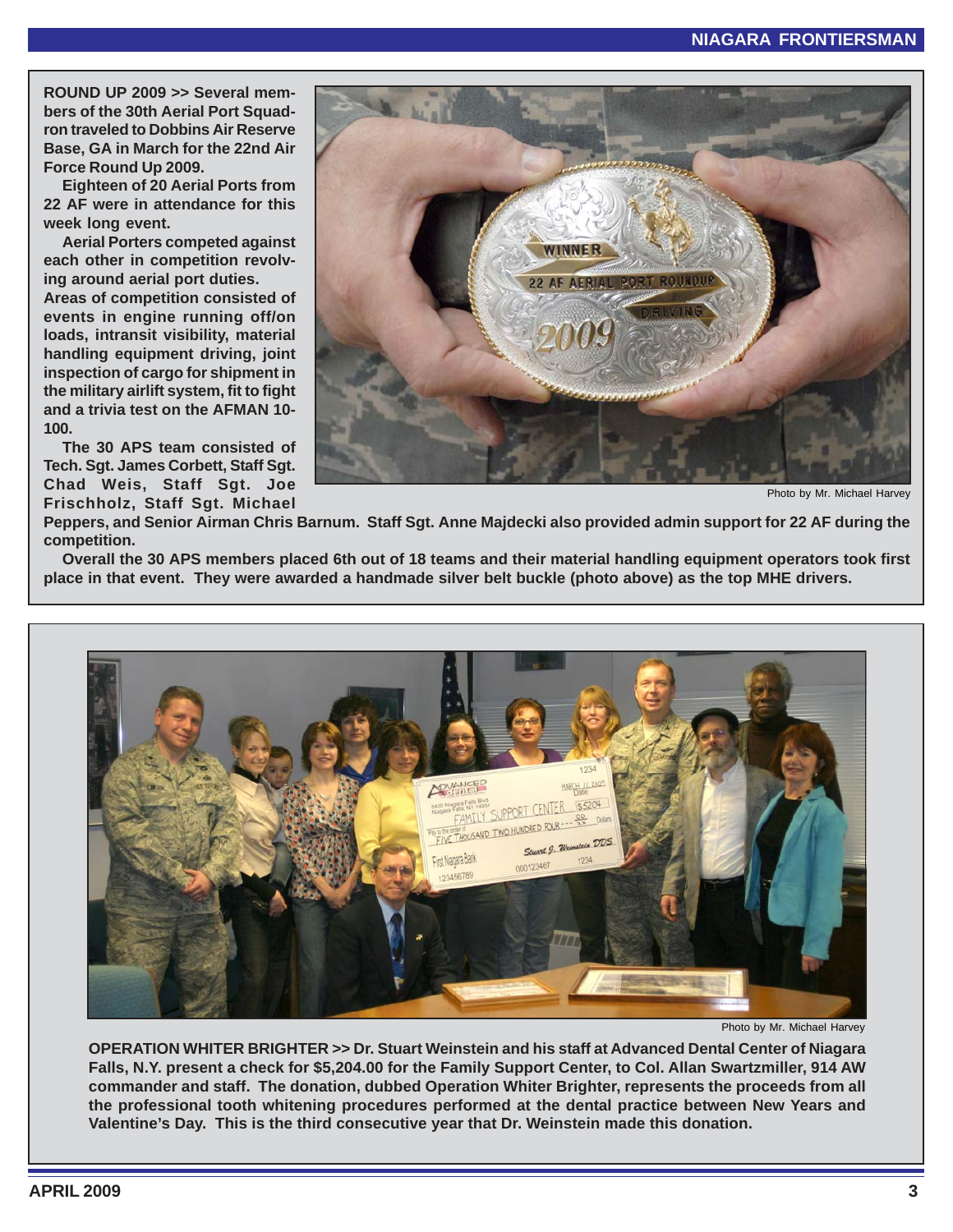**ROUND UP 2009 >> Several members of the 30th Aerial Port Squadron traveled to Dobbins Air Reserve Base, GA in March for the 22nd Air Force Round Up 2009.**

**Eighteen of 20 Aerial Ports from 22 AF were in attendance for this week long event.**

**Aerial Porters competed against each other in competition revolving around aerial port duties. Areas of competition consisted of events in engine running off/on loads, intransit visibility, material handling equipment driving, joint inspection of cargo for shipment in the military airlift system, fit to fight and a trivia test on the AFMAN 10-100.**

**The 30 APS team consisted of Tech. Sgt. James Corbett, Staff Sgt. Chad Weis, Staff Sgt. Joe Frischholz, Staff Sgt. Michael Peppers, and Senior Airman Chris Barnum. Staff Sgt. Anne Majdecki also provided admin support for 22 AF during the competition.**

**Overall the 30 APS members placed 6th out of 18 teams and their material handling equipment operators took first place in that event. They were awarded a handmade silver belt buckle (photo above) as the top MHE drivers.**

Photo by Mr. Michael Harvey

Photo by Mr. Michael Harvey

**OPERATION WHITER BRIGHTER >> Dr. Stuart Weinstein and his staff at Advanced Dental Center of Niagara Falls, N.Y. present a check for $5,204.00 for the Family Support Center, to Col. Allan Swartzmiller, 914 AW commander and staff. The donation, dubbed Operation Whiter Brighter, represents the proceeds from all the professional tooth whitening procedures performed at the dental practice between New Years and Valentine's Day. This is the third consecutive year that Dr. Weinstein made this donation.**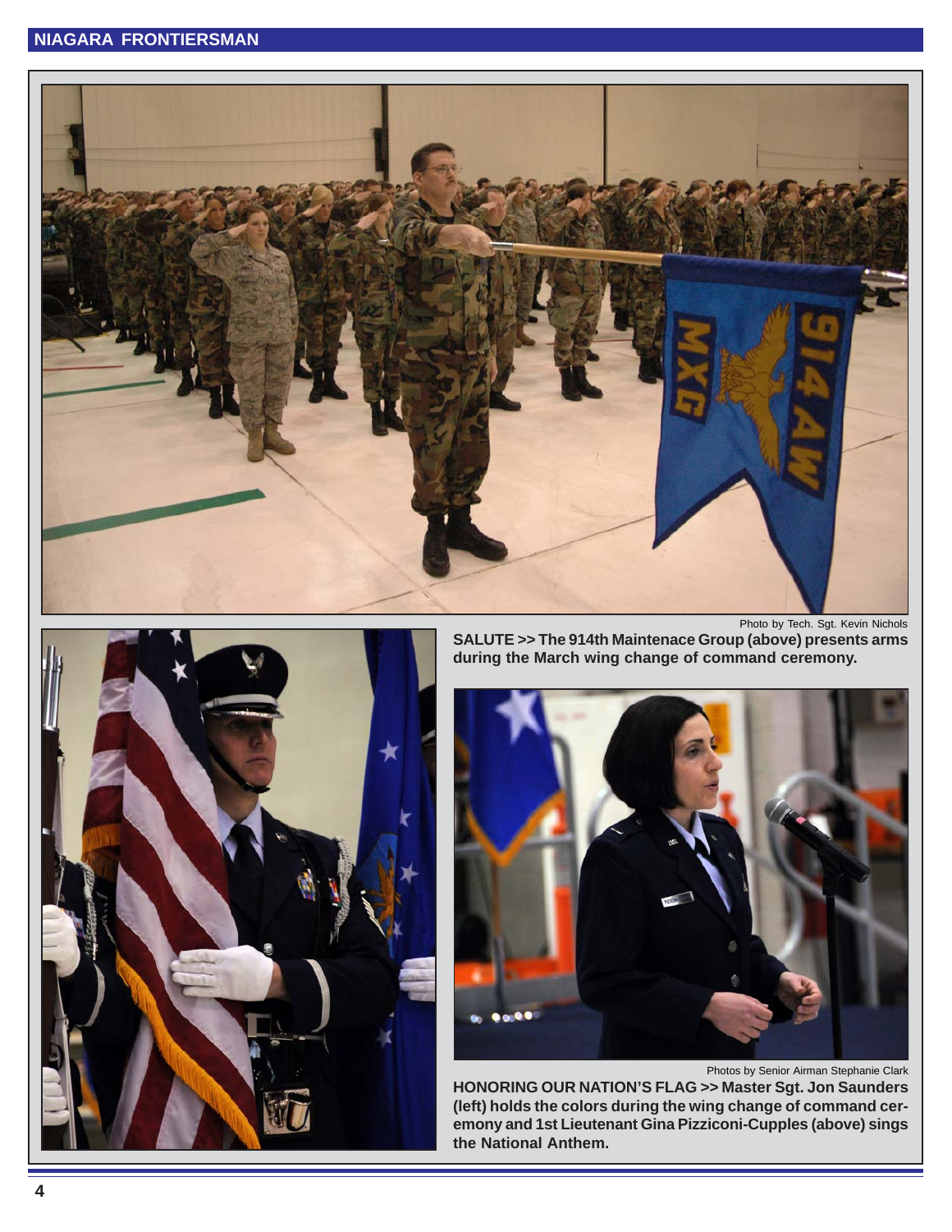Photo by Tech. Sgt. Kevin Nichols

**SALUTE >> The 914th Maintenace Group (above) presents arms during the March wing change of command ceremony.**

Photos by Senior Airman Stephanie Clark

**HONORING OUR NATION'S FLAG >> Master Sgt. Jon Saunders (left) holds the colors during the wing change of command ceremony and 1st Lieutenant Gina Pizziconi-Cupples (above) sings the National Anthem.**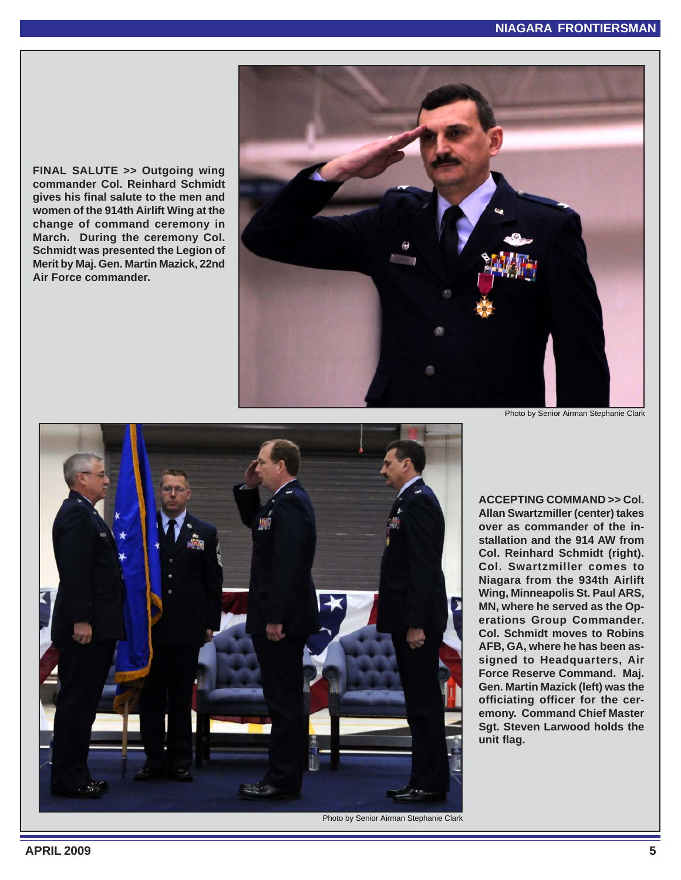**FINAL SALUTE >>** **Outgoing wing commander Col. Reinhard Schmidt gives his final salute to the men and women of the 914th Airlift Wing at the change of command ceremony in March. During the ceremony Col. Schmidt was presented the Legion of Merit by Maj. Gen. Martin Mazick, 22nd Air Force commander.**

Photo by Senior Airman Stephanie Clark

**ACCEPTING COMMAND >>** **Col. Allan Swartzmiller (center) takes over as commander of the installation and the 914 AW from Col. Reinhard Schmidt (right). Col. Swartzmiller comes to Niagara from the 934th Airlift Wing, Minneapolis St. Paul ARS, MN, where he served as the Operations Group Commander. Col. Schmidt moves to Robins AFB, GA, where he has been assigned to Headquarters, Air Force Reserve Command. Maj. Gen. Martin Mazick (left) was the officiating officer for the ceremony. Command Chief Master Sgt. Steven Larwood holds the unit flag.**

Photo by Senior Airman Stephanie Clark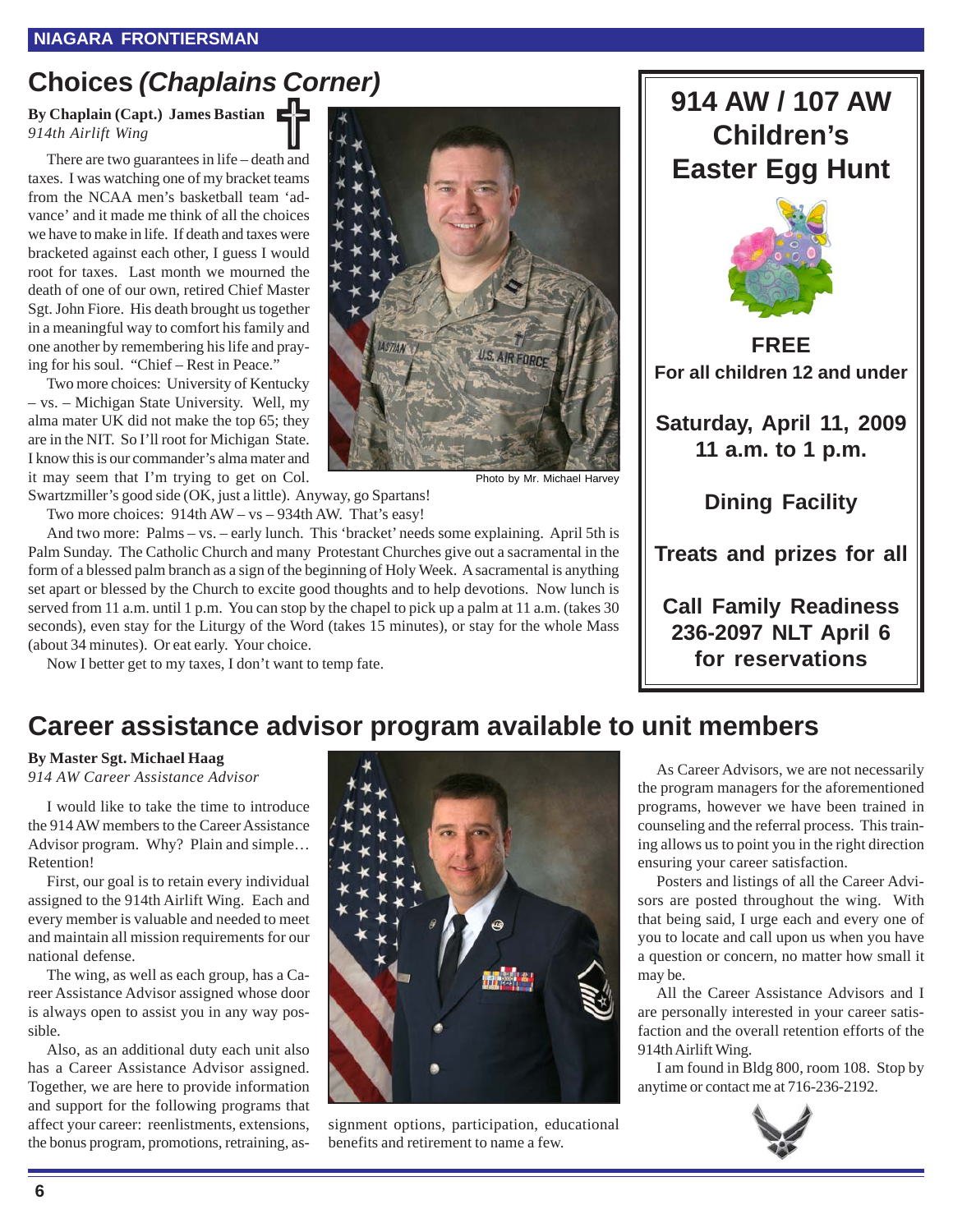# Choices *(Chaplains Corner)*

**By Chaplain (Capt.) James Bastian**
*914th Airlift Wing*

There are two guarantees in life – death and taxes. I was watching one of my bracket teams from the NCAA men's basketball team 'advance' and it made me think of all the choices we have to make in life. If death and taxes were bracketed against each other, I guess I would root for taxes. Last month we mourned the death of one of our own, retired Chief Master Sgt. John Fiore. His death brought us together in a meaningful way to comfort his family and one another by remembering his life and praying for his soul. "Chief – Rest in Peace."

Two more choices: University of Kentucky – vs. – Michigan State University. Well, my alma mater UK did not make the top 65; they are in the NIT. So I'll root for Michigan State. I know this is our commander's alma mater and it may seem that I'm trying to get on Col. Swartzmiller's good side (OK, just a little). Anyway, go Spartans!

Photo by Mr. Michael Harvey

Two more choices: 914th AW – vs – 934th AW. That's easy!

And two more: Palms – vs. – early lunch. This 'bracket' needs some explaining. April 5th is Palm Sunday. The Catholic Church and many Protestant Churches give out a sacramental in the form of a blessed palm branch as a sign of the beginning of Holy Week. A sacramental is anything set apart or blessed by the Church to excite good thoughts and to help devotions. Now lunch is served from 11 a.m. until 1 p.m. You can stop by the chapel to pick up a palm at 11 a.m. (takes 30 seconds), even stay for the Liturgy of the Word (takes 15 minutes), or stay for the whole Mass (about 34 minutes). Or eat early. Your choice.

Now I better get to my taxes, I don't want to temp fate.

## 914 AW / 107 AW Children's Easter Egg Hunt

**FREE**
**For all children 12 and under**

**Saturday, April 11, 2009**
**11 a.m. to 1 p.m.**

**Dining Facility**

**Treats and prizes for all**

**Call Family Readiness 236-2097 NLT April 6 for reservations**

# Career assistance advisor program available to unit members

**By Master Sgt. Michael Haag**
*914 AW Career Assistance Advisor*

I would like to take the time to introduce the 914 AW members to the Career Assistance Advisor program. Why? Plain and simple… Retention!

First, our goal is to retain every individual assigned to the 914th Airlift Wing. Each and every member is valuable and needed to meet and maintain all mission requirements for our national defense.

The wing, as well as each group, has a Career Assistance Advisor assigned whose door is always open to assist you in any way possible.

Also, as an additional duty each unit also has a Career Assistance Advisor assigned. Together, we are here to provide information and support for the following programs that affect your career: reenlistments, extensions, the bonus program, promotions, retraining, assignment options, participation, educational benefits and retirement to name a few.

As Career Advisors, we are not necessarily the program managers for the aforementioned programs, however we have been trained in counseling and the referral process. This training allows us to point you in the right direction ensuring your career satisfaction.

Posters and listings of all the Career Advisors are posted throughout the wing. With that being said, I urge each and every one of you to locate and call upon us when you have a question or concern, no matter how small it may be.

All the Career Assistance Advisors and I are personally interested in your career satisfaction and the overall retention efforts of the 914th Airlift Wing.

I am found in Bldg 800, room 108. Stop by anytime or contact me at 716-236-2192.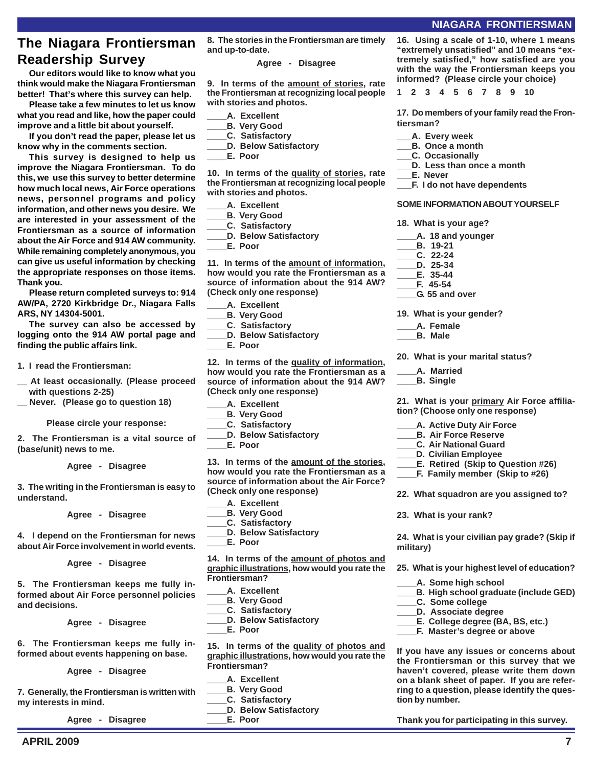# The Niagara Frontiersman Readership Survey

**Our editors would like to know what you think would make the Niagara Frontiersman better! That's where this survey can help.**

**Please take a few minutes to let us know what you read and like, how the paper could improve and a little bit about yourself.**

**If you don't read the paper, please let us know why in the comments section.**

**This survey is designed to help us improve the Niagara Frontiersman. To do this, we use this survey to better determine how much local news, Air Force operations news, personnel programs and policy information, and other news you desire. We are interested in your assessment of the Frontiersman as a source of information about the Air Force and 914 AW community. While remaining completely anonymous, you can give us useful information by checking the appropriate responses on those items. Thank you.**

**Please return completed surveys to: 914 AW/PA, 2720 Kirkbridge Dr., Niagara Falls ARS, NY 14304-5001.**

**The survey can also be accessed by logging onto the 914 AW portal page and finding the public affairs link.**

**1. I read the Frontiersman:**

__ At least occasionally. (Please proceed with questions 2-25)
__ Never. (Please go to question 18)

**Please circle your response:**

**2. The Frontiersman is a vital source of (base/unit) news to me.**

Agree - Disagree

**3. The writing in the Frontiersman is easy to understand.**

Agree - Disagree

**4. I depend on the Frontiersman for news about Air Force involvement in world events.**

Agree - Disagree

**5. The Frontiersman keeps me fully informed about Air Force personnel policies and decisions.**

Agree - Disagree

**6. The Frontiersman keeps me fully informed about events happening on base.**

Agree - Disagree

**7. Generally, the Frontiersman is written with my interests in mind.**

Agree - Disagree

**8. The stories in the Frontiersman are timely and up-to-date.**

Agree - Disagree

**9. In terms of the <u>amount of stories</u>, rate the Frontiersman at recognizing local people with stories and photos.**

____A. Excellent
____B. Very Good
____C. Satisfactory
____D. Below Satisfactory
____E. Poor

**10. In terms of the <u>quality of stories</u>, rate the Frontiersman at recognizing local people with stories and photos.**

____A. Excellent
____B. Very Good
____C. Satisfactory
____D. Below Satisfactory
____E. Poor

**11. In terms of the <u>amount of information</u>, how would you rate the Frontiersman as a source of information about the 914 AW? (Check only one response)**

____A. Excellent
____B. Very Good
____C. Satisfactory
____D. Below Satisfactory
____E. Poor

**12. In terms of the <u>quality of information</u>, how would you rate the Frontiersman as a source of information about the 914 AW? (Check only one response)**

____A. Excellent
____B. Very Good
____C. Satisfactory
____D. Below Satisfactory
____E. Poor

**13. In terms of the <u>amount of the stories</u>, how would you rate the Frontiersman as a source of information about the Air Force? (Check only one response)**

____A. Excellent
____B. Very Good
____C. Satisfactory
____D. Below Satisfactory
____E. Poor

**14. In terms of the <u>amount of photos and graphic illustrations</u>, how would you rate the Frontiersman?**

____A. Excellent
____B. Very Good
____C. Satisfactory
____D. Below Satisfactory
____E. Poor

**15. In terms of the <u>quality of photos and graphic illustrations</u>, how would you rate the Frontiersman?**

____A. Excellent
____B. Very Good
____C. Satisfactory
____D. Below Satisfactory
____E. Poor

**16. Using a scale of 1-10, where 1 means "extremely unsatisfied" and 10 means "extremely satisfied," how satisfied are you with the way the Frontiersman keeps you informed? (Please circle your choice)**

1 2 3 4 5 6 7 8 9 10

**17. Do members of your family read the Frontiersman?**

___A. Every week
___B. Once a month
___C. Occasionally
___D. Less than once a month
___E. Never
___F. I do not have dependents

**SOME INFORMATION ABOUT YOURSELF**

**18. What is your age?**

____A. 18 and younger
____B. 19-21
____C. 22-24
____D. 25-34
____E. 35-44
____F. 45-54
____G. 55 and over

**19. What is your gender?**

____A. Female
____B. Male

**20. What is your marital status?**

____A. Married
____B. Single

**21. What is your <u>primary</u> Air Force affiliation? (Choose only one response)**

____A. Active Duty Air Force
____B. Air Force Reserve
____C. Air National Guard
____D. Civilian Employee
____E. Retired (Skip to Question #26)
____F. Family member (Skip to #26)

**22. What squadron are you assigned to?**

**23. What is your rank?**

**24. What is your civilian pay grade? (Skip if military)**

**25. What is your highest level of education?**

____A. Some high school
____B. High school graduate (include GED)
____C. Some college
____D. Associate degree
____E. College degree (BA, BS, etc.)
____F. Master's degree or above

**If you have any issues or concerns about the Frontiersman or this survey that we haven't covered, please write them down on a blank sheet of paper. If you are referring to a question, please identify the question by number.**

**Thank you for participating in this survey.**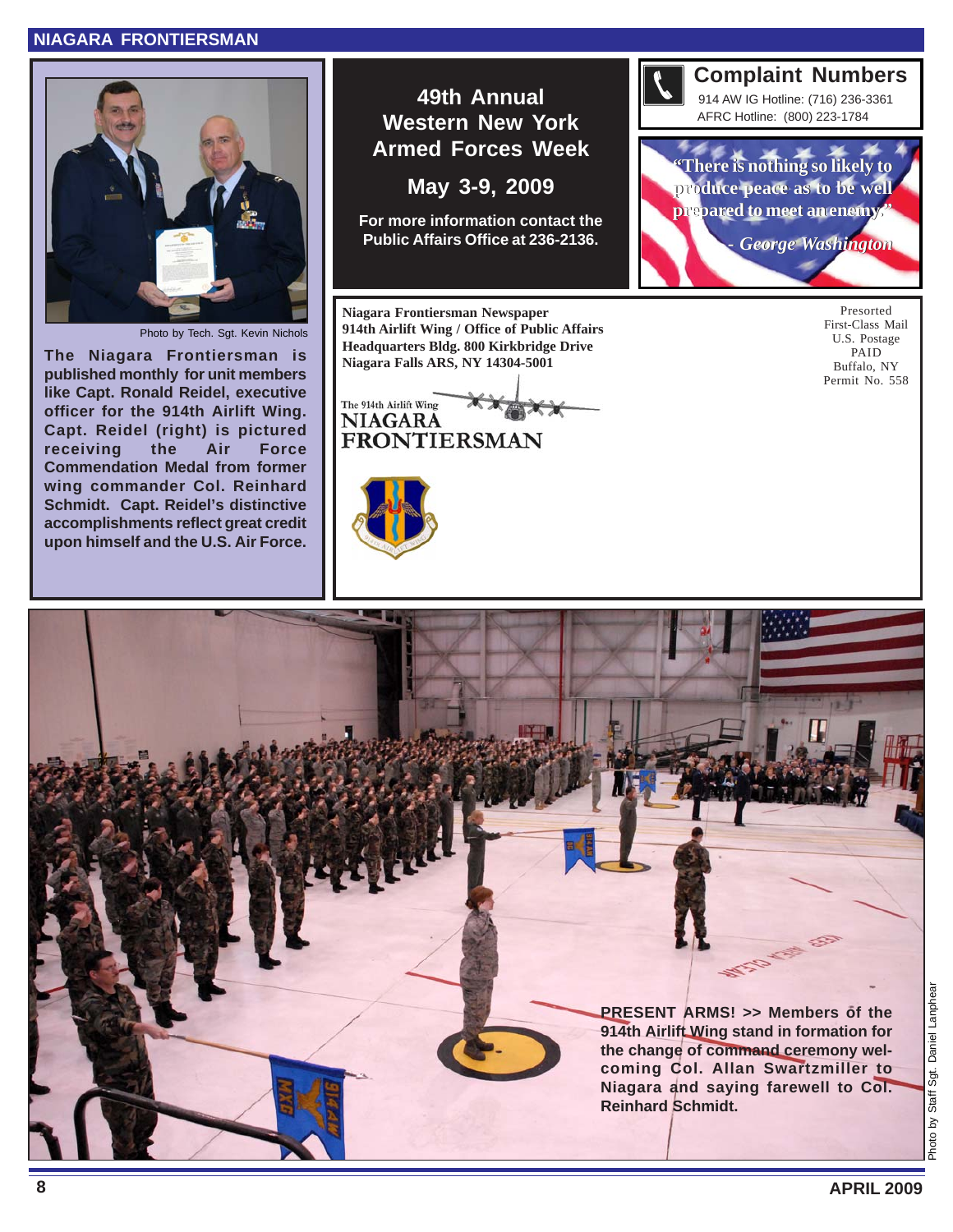Photo by Tech. Sgt. Kevin Nichols

**The Niagara Frontiersman is published monthly for unit members like Capt. Ronald Reidel, executive officer for the 914th Airlift Wing. Capt. Reidel (right) is pictured receiving the Air Force Commendation Medal from former wing commander Col. Reinhard Schmidt. Capt. Reidel's distinctive accomplishments reflect great credit upon himself and the U.S. Air Force.**

## 49th Annual Western New York Armed Forces Week

### May 3-9, 2009

**For more information contact the Public Affairs Office at 236-2136.**

## Complaint Numbers

914 AW IG Hotline: (716) 236-3361

AFRC Hotline: (800) 223-1784

*"There is nothing so likely to produce peace as to be well prepared to meet an enemy."*

*- George Washington*

**Niagara Frontiersman Newspaper**
**914th Airlift Wing / Office of Public Affairs**
**Headquarters Bldg. 800 Kirkbridge Drive**
**Niagara Falls ARS, NY 14304-5001**

The 914th Airlift Wing
NIAGARA FRONTIERSMAN

Presorted
First-Class Mail
U.S. Postage
PAID
Buffalo, NY
Permit No. 558

**PRESENT ARMS! >> Members of the 914th Airlift Wing stand in formation for the change of command ceremony welcoming Col. Allan Swartzmiller to Niagara and saying farewell to Col. Reinhard Schmidt.**

Photo by Staff Sgt. Daniel Lanphear